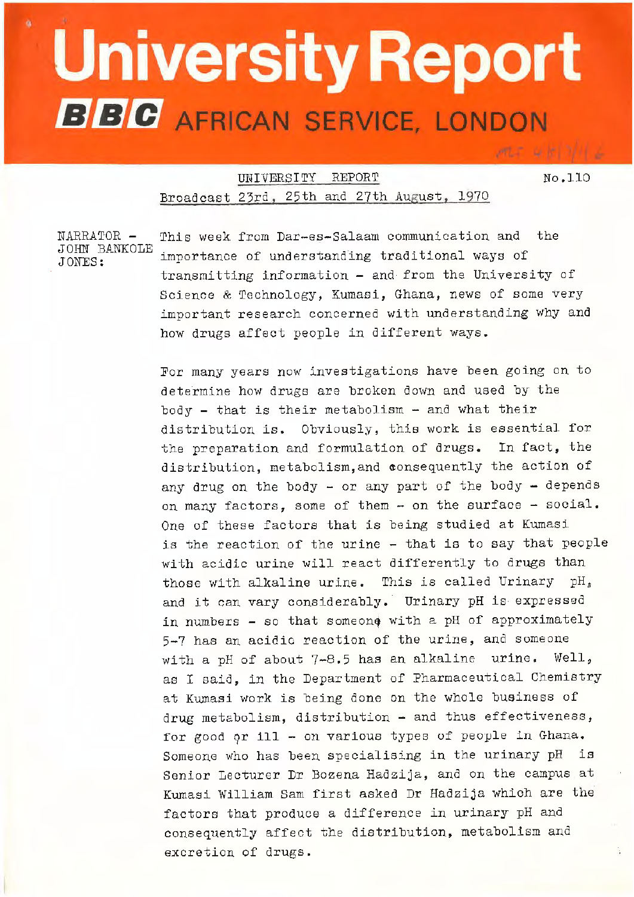# University Report

## BBC AFRICAN SERVICE, LONDON

UNIVERSITY REPORT No.110

Broadcast 23rd, 25th and 27th August, 1970

NARRATOR - JOHN BANKOLE JONES: This week from Dar-es-Salaam communication and the importance of understanding traditional ways of transmitting information - and from the University of Science & Technology, Kumasi, Ghana, news of some very important research concerned with understanding why and how drugs affect people in different ways.

For many years now investigations have been going on to determine how drugs are broken down and used by the body - that is their metabolism - and what their distribution is. Obviously, this work is essential for the preparation and formulation of drugs. In fact, the distribution, metabolism, and consequently the action of any drug on the body - or any part of the body - depends on many factors, some of them - on the surface - social. One of these factors that is being studied at Kumasi is the reaction of the urine - that is to say that people with acidic urine will react differently to drugs than those with alkaline urine. This is called Urinary pH, and it can vary considerably. Urinary pH is expressed in numbers - so that someone with a pH of approximately 5-7 has an acidic reaction of the urine, and someone with a pH of about 7-8.5 has an alkaline urine. Well, as I said, in the Department of Pharmaceutical Chemistry at Kumasi work is being done on the whole business of drug metabolism, distribution - and thus effectiveness, for good or ill - on various types of people in Ghana. Someone who has been specialising in the urinary pH is Senior Lecturer Dr Bozena Hadzija, and on the campus at Kumasi William Sam first asked Dr Hadzija which are the factors that produce a difference in urinary pH and consequently affect the distribution, metabolism and excretion of drugs.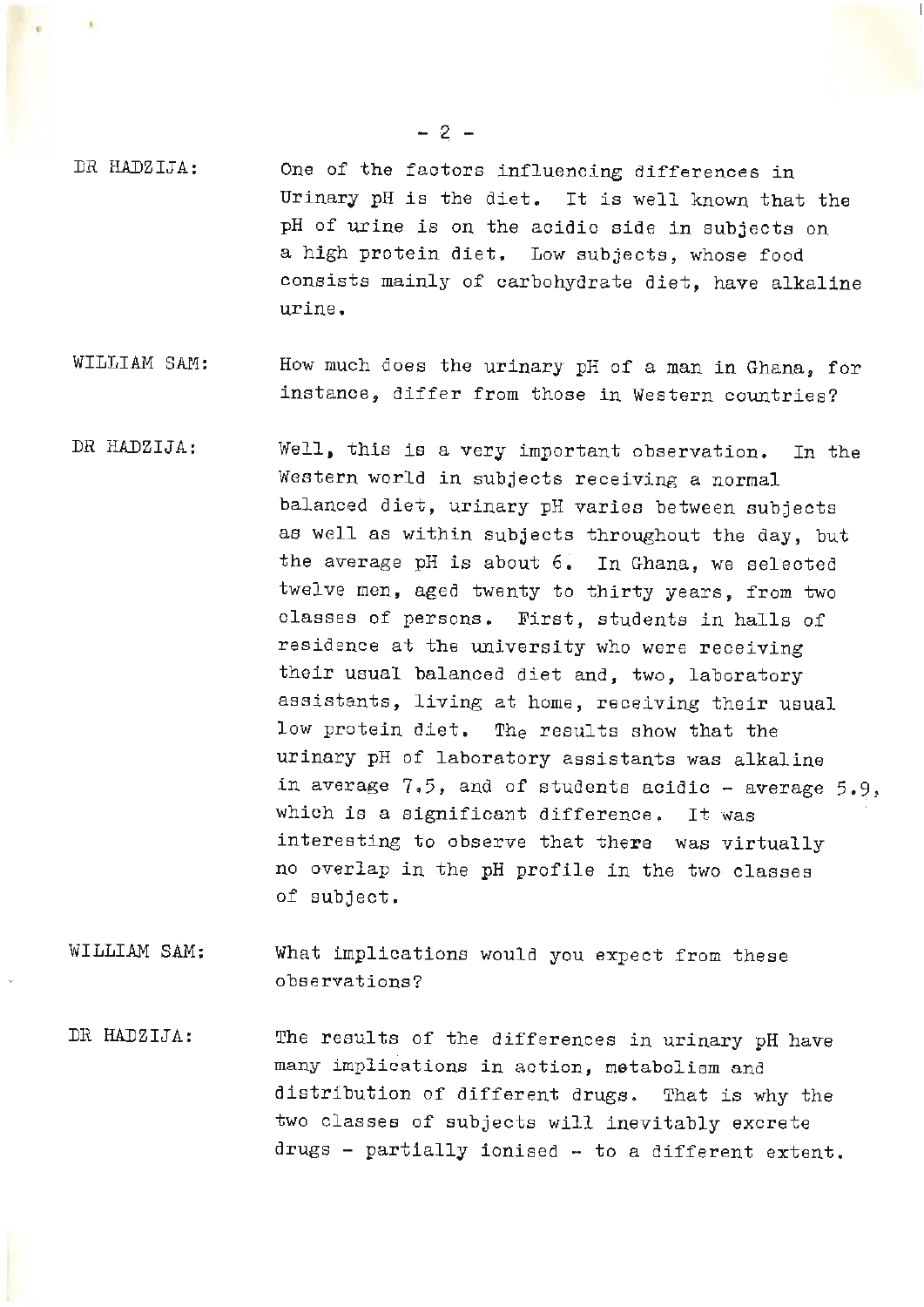**DR HADZIJA:** One of the factors influencing differences in Urinary pH is the diet. It is well known that the pH of urine is on the acidic side in subjects on a high protein diet. Low subjects, whose food consists mainly of carbohydrate diet, have alkaline urine.

**WILLIAM SAM:** How much does the urinary pH of a man in Ghana, for instance, differ from those in Western countries?

**DR HADZIJA:** Well, this is a very important observation. In the Western world in subjects receiving a normal balanced diet, urinary pH varies between subjects as well as within subjects throughout the day, but the average pH is about 6. In Ghana, we selected twelve men, aged twenty to thirty years, from two classes of persons. First, students in halls of residence at the university who were receiving their usual balanced diet and, two, laboratory assistants, living at home, receiving their usual low protein diet. The results show that the urinary pH of laboratory assistants was alkaline in average 7.5, and of students acidic - average 5.9, which is a significant difference. It was interesting to observe that there was virtually no overlap in the pH profile in the two classes of subject.

**WILLIAM SAM:** What implications would you expect from these observations?

**DR HADZIJA:** The results of the differences in urinary pH have many implications in action, metabolism and distribution of different drugs. That is why the two classes of subjects will inevitably excrete drugs - partially ionised - to a different extent.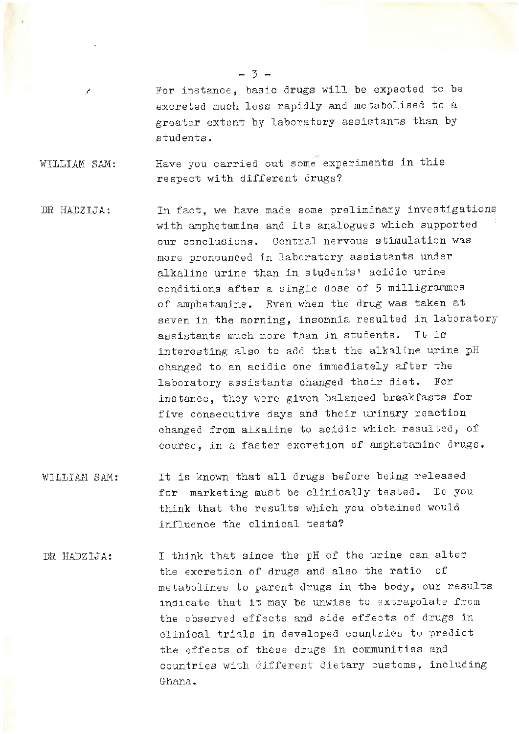For instance, basic drugs will be expected to be excreted much less rapidly and metabolised to a greater extent by laboratory assistants than by students.

WILLIAM SAM: Have you carried out some experiments in this respect with different drugs?

DR HADZIJA: In fact, we have made some preliminary investigations with amphetamine and its analogues which supported our conclusions. Central nervous stimulation was more pronounced in laboratory assistants under alkaline urine than in students' acidic urine conditions after a single dose of 5 milligrammes of amphetamine. Even when the drug was taken at seven in the morning, insomnia resulted in laboratory assistants much more than in students. It is interesting also to add that the alkaline urine pH changed to an acidic one immediately after the laboratory assistants changed their diet. For instance, they were given balanced breakfasts for five consecutive days and their urinary reaction changed from alkaline to acidic which resulted, of course, in a faster excretion of amphetamine drugs.

WILLIAM SAM: It is known that all drugs before being released for marketing must be clinically tested. Do you think that the results which you obtained would influence the clinical tests?

DR HADZIJA: I think that since the pH of the urine can alter the excretion of drugs and also the ratio of metabolines to parent drugs in the body, our results indicate that it may be unwise to extrapolate from the observed effects and side effects of drugs in clinical trials in developed countries to predict the effects of these drugs in communities and countries with different dietary customs, including Ghana.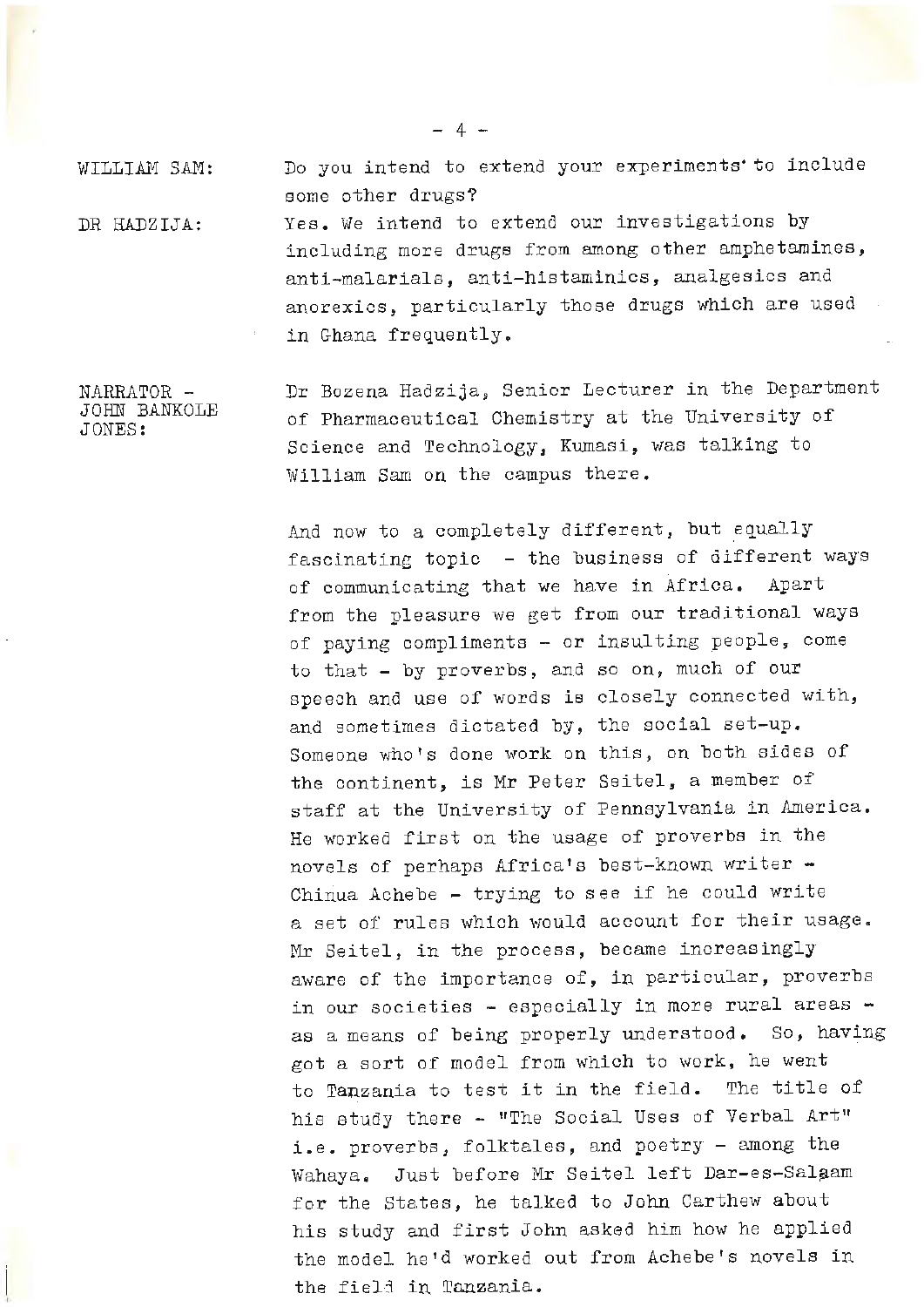WILLIAM SAM: Do you intend to extend your experiments to include some other drugs?

DR HADZIJA: Yes. We intend to extend our investigations by including more drugs from among other amphetamines, anti-malarials, anti-histaminics, analgesics and anorexics, particularly those drugs which are used in Ghana frequently.

NARRATOR - JOHN BANKOLE JONES: Dr Bozena Hadzija, Senior Lecturer in the Department of Pharmaceutical Chemistry at the University of Science and Technology, Kumasi, was talking to William Sam on the campus there.

And now to a completely different, but equally fascinating topic - the business of different ways of communicating that we have in Africa. Apart from the pleasure we get from our traditional ways of paying compliments - or insulting people, come to that - by proverbs, and so on, much of our speech and use of words is closely connected with, and sometimes dictated by, the social set-up. Someone who's done work on this, on both sides of the continent, is Mr Peter Seitel, a member of staff at the University of Pennsylvania in America. He worked first on the usage of proverbs in the novels of perhaps Africa's best-known writer - Chinua Achebe - trying to see if he could write a set of rules which would account for their usage. Mr Seitel, in the process, became increasingly aware of the importance of, in particular, proverbs in our societies - especially in more rural areas - as a means of being properly understood. So, having got a sort of model from which to work, he went to Tanzania to test it in the field. The title of his study there - "The Social Uses of Verbal Art" i.e. proverbs, folktales, and poetry - among the Wahaya. Just before Mr Seitel left Dar-es-Salaam for the States, he talked to John Carthew about his study and first John asked him how he applied the model he'd worked out from Achebe's novels in the field in Tanzania.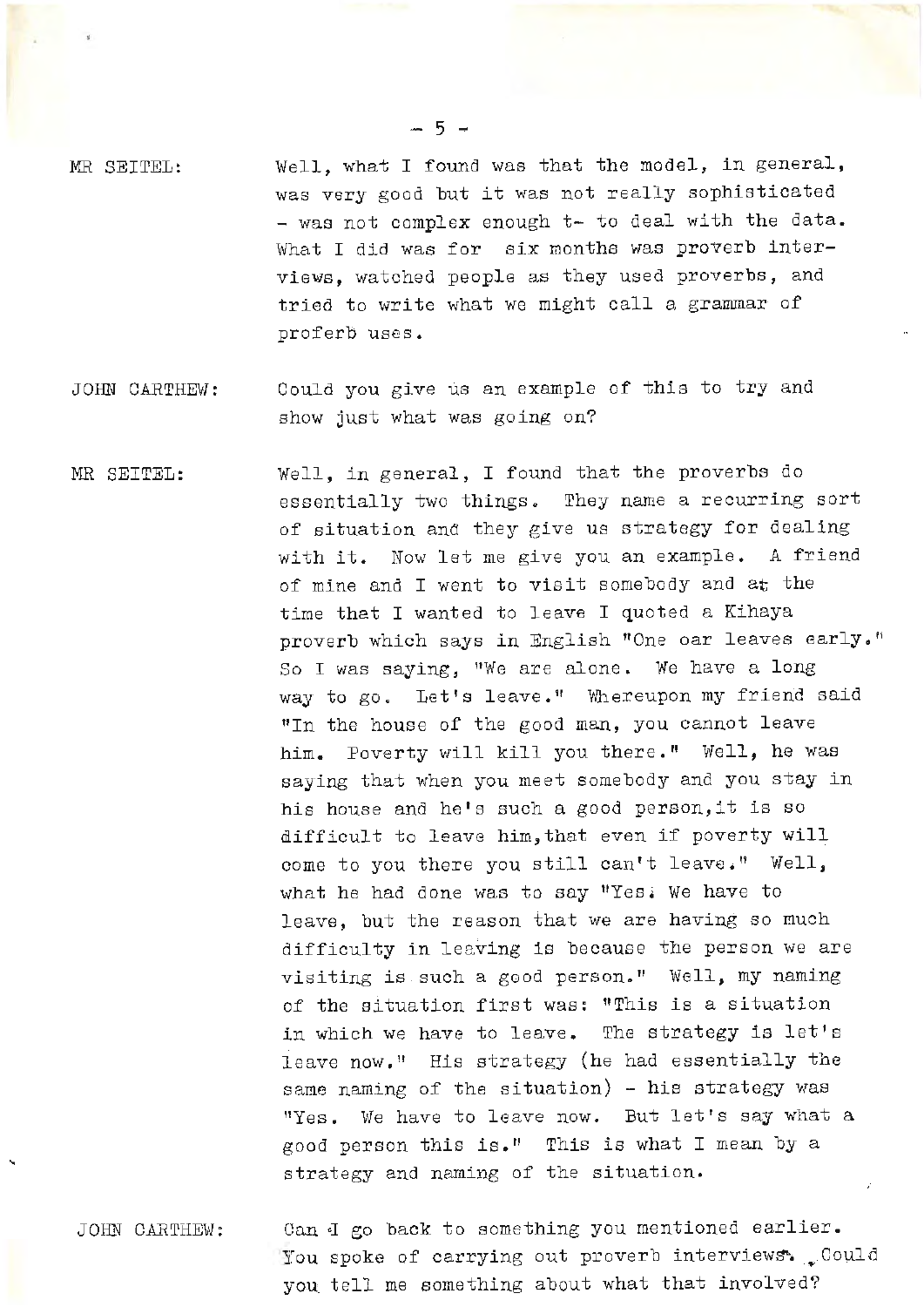MR SEITEL: Well, what I found was that the model, in general, was very good but it was not really sophisticated - was not complex enough t- to deal with the data. What I did was for six months was proverb interviews, watched people as they used proverbs, and tried to write what we might call a grammar of proferb uses.

JOHN CARTHEW: Could you give us an example of this to try and show just what was going on?

MR SEITEL: Well, in general, I found that the proverbs do essentially two things. They name a recurring sort of situation and they give us strategy for dealing with it. Now let me give you an example. A friend of mine and I went to visit somebody and at the time that I wanted to leave I quoted a Kihaya proverb which says in English "One oar leaves early." So I was saying, "We are alone. We have a long way to go. Let's leave." Whereupon my friend said "In the house of the good man, you cannot leave him. Poverty will kill you there." Well, he was saying that when you meet somebody and you stay in his house and he's such a good person, it is so difficult to leave him, that even if poverty will come to you there you still can't leave." Well, what he had done was to say "Yes. We have to leave, but the reason that we are having so much difficulty in leaving is because the person we are visiting is such a good person." Well, my naming of the situation first was: "This is a situation in which we have to leave. The strategy is let's leave now." His strategy (he had essentially the same naming of the situation) - his strategy was "Yes. We have to leave now. But let's say what a good person this is." This is what I mean by a strategy and naming of the situation.

JOHN CARTHEW: Can I go back to something you mentioned earlier. You spoke of carrying out proverb interviews. Could you tell me something about what that involved?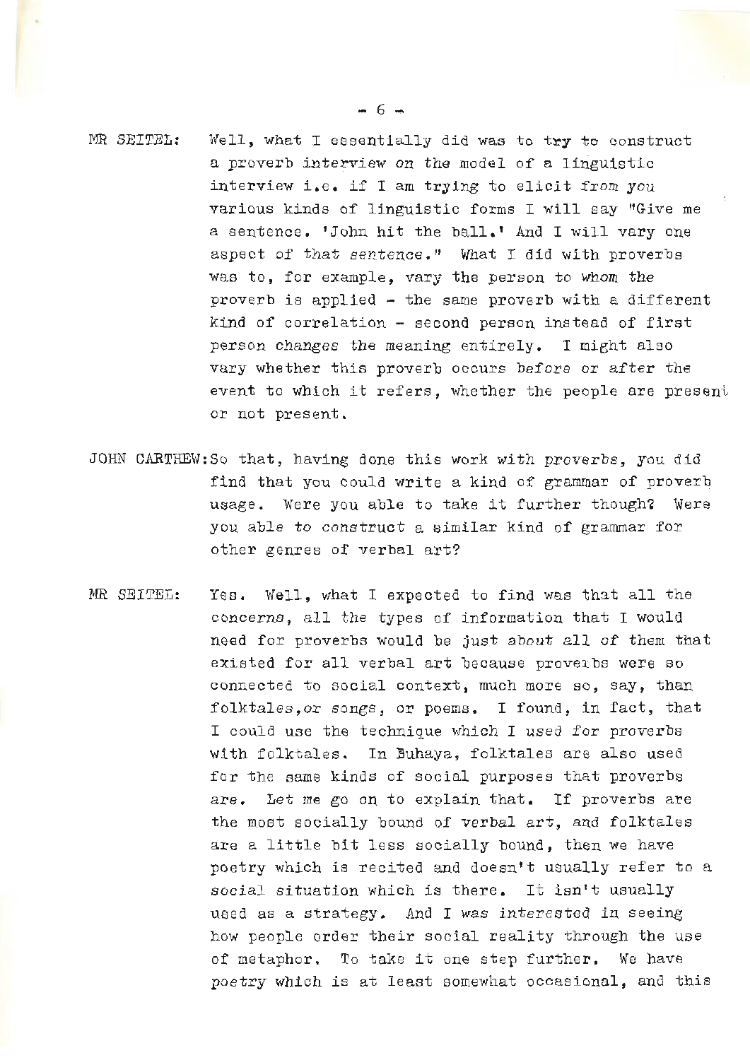MR SEITEL: Well, what I essentially did was to try to construct a proverb interview on the model of a linguistic interview i.e. if I am trying to elicit from you various kinds of linguistic forms I will say "Give me a sentence. 'John hit the ball.' And I will vary one aspect of that sentence." What I did with proverbs was to, for example, vary the person to whom the proverb is applied - the same proverb with a different kind of correlation - second person instead of first person changes the meaning entirely. I might also vary whether this proverb occurs before or after the event to which it refers, whether the people are present or not present.

JOHN CARTHEW: So that, having done this work with proverbs, you did find that you could write a kind of grammar of proverb usage. Were you able to take it further though? Were you able to construct a similar kind of grammar for other genres of verbal art?

MR SEITEL: Yes. Well, what I expected to find was that all the concerns, all the types of information that I would need for proverbs would be just about all of them that existed for all verbal art because proverbs were so connected to social context, much more so, say, than folktales, or songs, or poems. I found, in fact, that I could use the technique which I used for proverbs with folktales. In Buhaya, folktales are also used for the same kinds of social purposes that proverbs are. Let me go on to explain that. If proverbs are the most socially bound of verbal art, and folktales are a little bit less socially bound, then we have poetry which is recited and doesn't usually refer to a social situation which is there. It isn't usually used as a strategy. And I was interested in seeing how people order their social reality through the use of metaphor. To take it one step further. We have poetry which is at least somewhat occasional, and this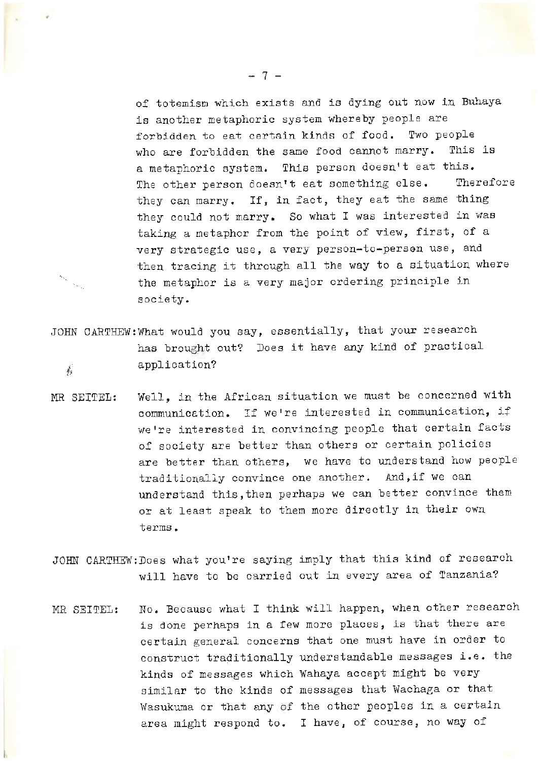of totemism which exists and is dying out now in Buhaya is another metaphoric system whereby people are forbidden to eat certain kinds of food. Two people who are forbidden the same food cannot marry. This is a metaphoric system. This person doesn't eat this. The other person doesn't eat something else. Therefore they can marry. If, in fact, they eat the same thing they could not marry. So what I was interested in was taking a metaphor from the point of view, first, of a very strategic use, a very person-to-person use, and then tracing it through all the way to a situation where the metaphor is a very major ordering principle in society.

JOHN CARTHEW: What would you say, essentially, that your research has brought out? Does it have any kind of practical application?

MR SEITEL: Well, in the African situation we must be concerned with communication. If we're interested in communication, if we're interested in convincing people that certain facts of society are better than others or certain policies are better than others, we have to understand how people traditionally convince one another. And, if we can understand this, then perhaps we can better convince them or at least speak to them more directly in their own terms.

JOHN CARTHEW: Does what you're saying imply that this kind of research will have to be carried out in every area of Tanzania?

MR SEITEL: No. Because what I think will happen, when other research is done perhaps in a few more places, is that there are certain general concerns that one must have in order to construct traditionally understandable messages i.e. the kinds of messages which Wahaya accept might be very similar to the kinds of messages that Wachaga or that Wasukuma or that any of the other peoples in a certain area might respond to. I have, of course, no way of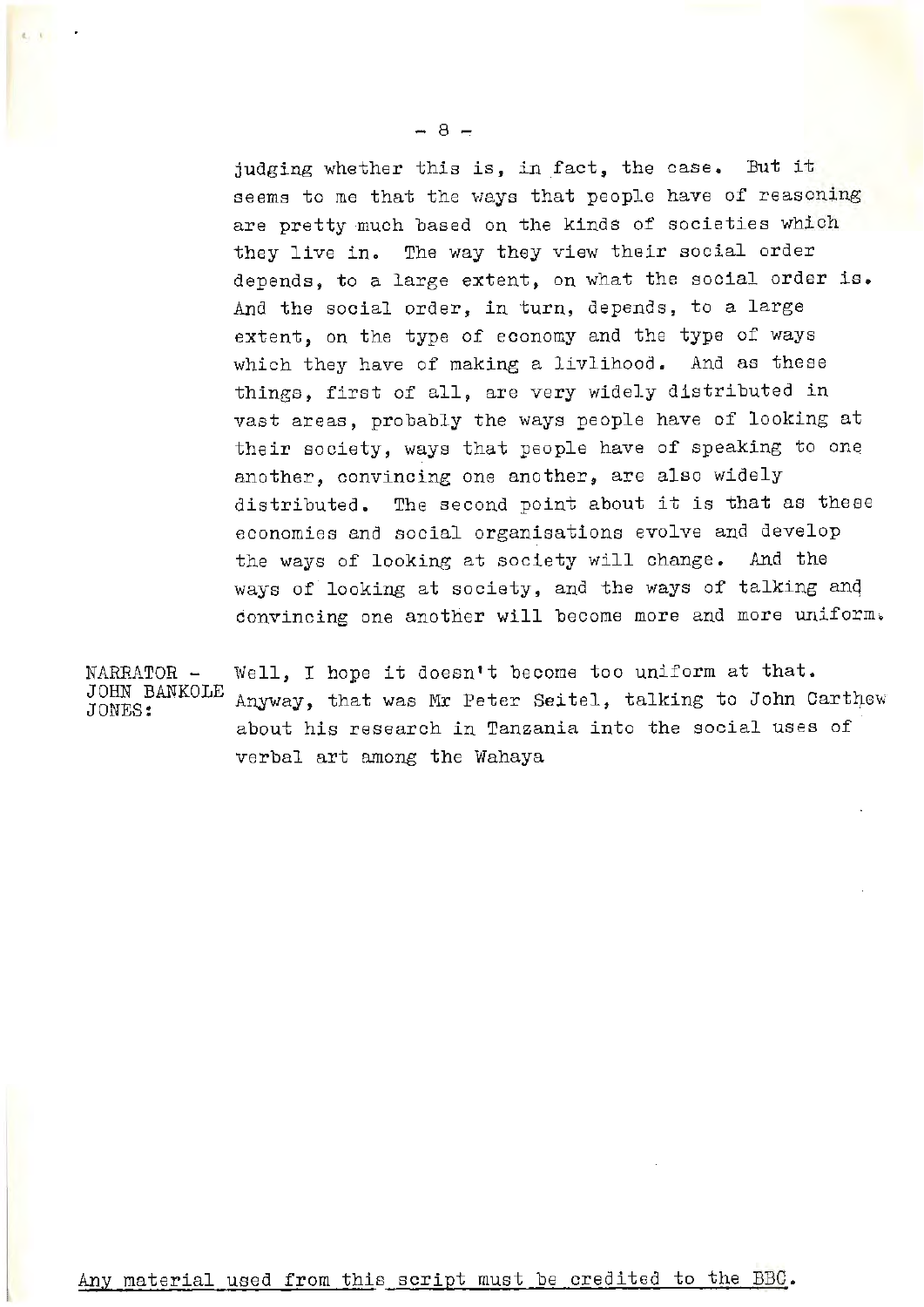judging whether this is, in fact, the case. But it seems to me that the ways that people have of reasoning are pretty much based on the kinds of societies which they live in. The way they view their social order depends, to a large extent, on what the social order is. And the social order, in turn, depends, to a large extent, on the type of economy and the type of ways which they have of making a livlihood. And as these things, first of all, are very widely distributed in vast areas, probably the ways people have of looking at their society, ways that people have of speaking to one another, convincing one another, are also widely distributed. The second point about it is that as these economies and social organisations evolve and develop the ways of looking at society will change. And the ways of looking at society, and the ways of talking and convincing one another will become more and more uniform.

NARRATOR - JOHN BANKOLE JONES: Well, I hope it doesn't become too uniform at that. Anyway, that was Mr Peter Seitel, talking to John Carthew about his research in Tanzania into the social uses of verbal art among the Wahaya

Any material used from this script must be credited to the BBC.